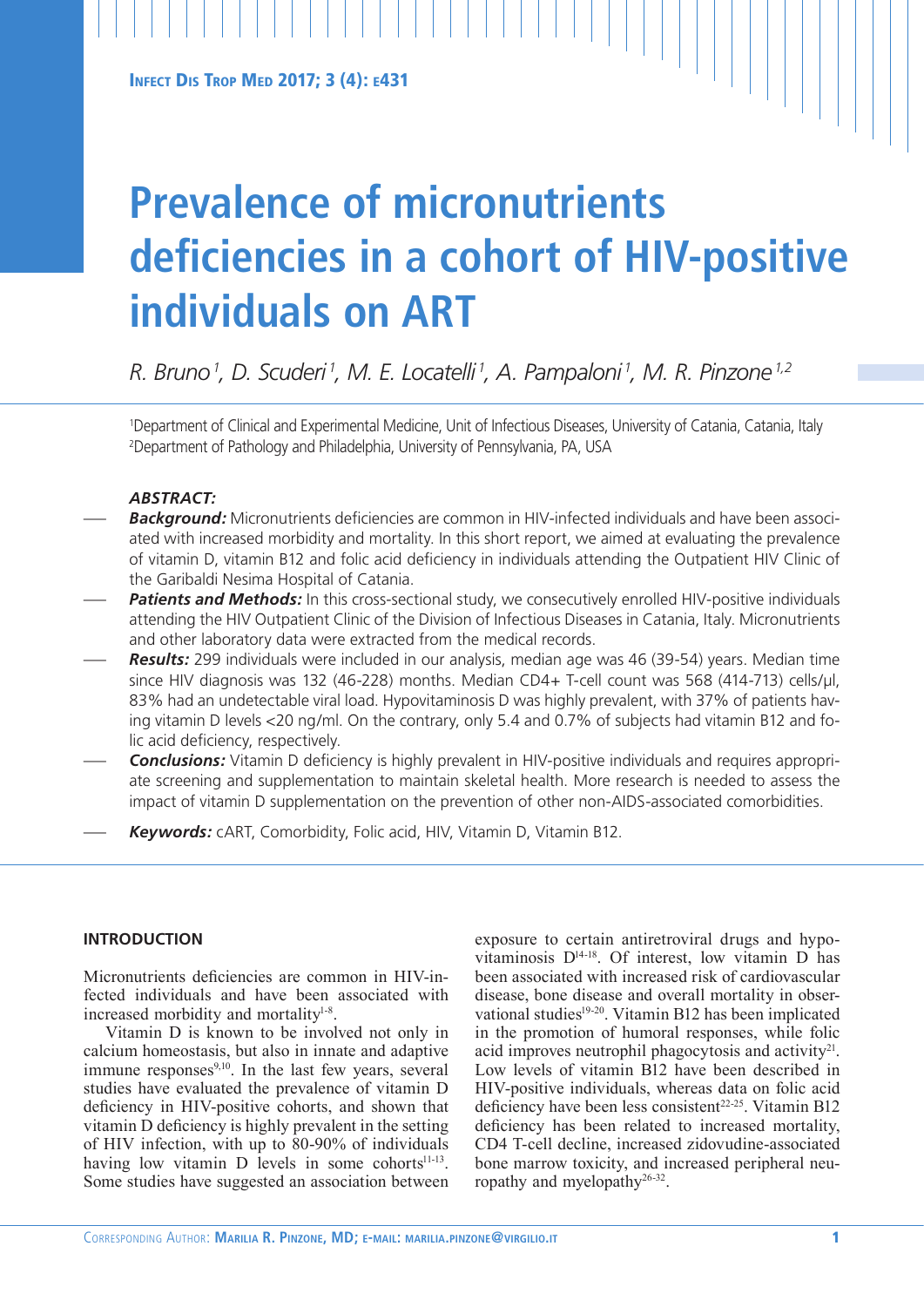# Prevalence of micronutrients deficiencies in a cohort of HIV-positive individuals on ART

*R. Bruno*[1], *D. Scuderi*[1], *M. E. Locatelli*[1], *A. Pampaloni*[1], *M. R. Pinzone*[1,2]

[1]Department of Clinical and Experimental Medicine, Unit of Infectious Diseases, University of Catania, Catania, Italy
[2]Department of Pathology and Philadelphia, University of Pennsylvania, PA, USA

***ABSTRACT:***

- ***Background:*** Micronutrients deficiencies are common in HIV-infected individuals and have been associated with increased morbidity and mortality. In this short report, we aimed at evaluating the prevalence of vitamin D, vitamin B12 and folic acid deficiency in individuals attending the Outpatient HIV Clinic of the Garibaldi Nesima Hospital of Catania.
- ***Patients and Methods:*** In this cross-sectional study, we consecutively enrolled HIV-positive individuals attending the HIV Outpatient Clinic of the Division of Infectious Diseases in Catania, Italy. Micronutrients and other laboratory data were extracted from the medical records.
- ***Results:*** 299 individuals were included in our analysis, median age was 46 (39-54) years. Median time since HIV diagnosis was 132 (46-228) months. Median CD4+ T-cell count was 568 (414-713) cells/µl, 83% had an undetectable viral load. Hypovitaminosis D was highly prevalent, with 37% of patients having vitamin D levels <20 ng/ml. On the contrary, only 5.4 and 0.7% of subjects had vitamin B12 and folic acid deficiency, respectively.
- ***Conclusions:*** Vitamin D deficiency is highly prevalent in HIV-positive individuals and requires appropriate screening and supplementation to maintain skeletal health. More research is needed to assess the impact of vitamin D supplementation on the prevention of other non-AIDS-associated comorbidities.
- ***Keywords:*** cART, Comorbidity, Folic acid, HIV, Vitamin D, Vitamin B12.

## INTRODUCTION

Micronutrients deficiencies are common in HIV-infected individuals and have been associated with increased morbidity and mortality[1-8].

Vitamin D is known to be involved not only in calcium homeostasis, but also in innate and adaptive immune responses[9,10]. In the last few years, several studies have evaluated the prevalence of vitamin D deficiency in HIV-positive cohorts, and shown that vitamin D deficiency is highly prevalent in the setting of HIV infection, with up to 80-90% of individuals having low vitamin D levels in some cohorts[11-13]. Some studies have suggested an association between exposure to certain antiretroviral drugs and hypovitaminosis D[14-18]. Of interest, low vitamin D has been associated with increased risk of cardiovascular disease, bone disease and overall mortality in observational studies[19-20]. Vitamin B12 has been implicated in the promotion of humoral responses, while folic acid improves neutrophil phagocytosis and activity[21]. Low levels of vitamin B12 have been described in HIV-positive individuals, whereas data on folic acid deficiency have been less consistent[22-25]. Vitamin B12 deficiency has been related to increased mortality, CD4 T-cell decline, increased zidovudine-associated bone marrow toxicity, and increased peripheral neuropathy and myelopathy[26-32].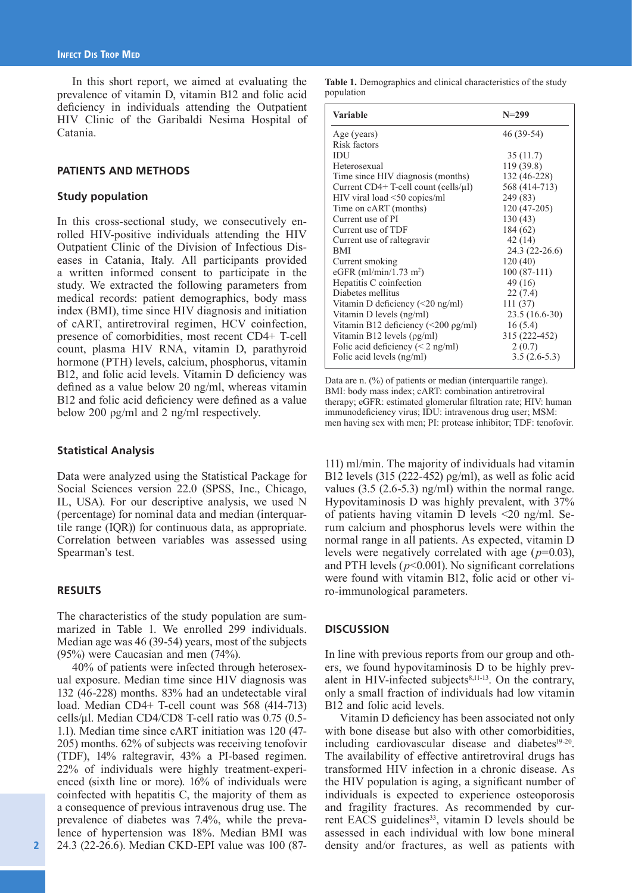In this short report, we aimed at evaluating the prevalence of vitamin D, vitamin B12 and folic acid deficiency in individuals attending the Outpatient HIV Clinic of the Garibaldi Nesima Hospital of Catania.

## PATIENTS AND METHODS

### Study population

In this cross-sectional study, we consecutively enrolled HIV-positive individuals attending the HIV Outpatient Clinic of the Division of Infectious Diseases in Catania, Italy. All participants provided a written informed consent to participate in the study. We extracted the following parameters from medical records: patient demographics, body mass index (BMI), time since HIV diagnosis and initiation of cART, antiretroviral regimen, HCV coinfection, presence of comorbidities, most recent CD4+ T-cell count, plasma HIV RNA, vitamin D, parathyroid hormone (PTH) levels, calcium, phosphorus, vitamin B12, and folic acid levels. Vitamin D deficiency was defined as a value below 20 ng/ml, whereas vitamin B12 and folic acid deficiency were defined as a value below 200 ρg/ml and 2 ng/ml respectively.

### Statistical Analysis

Data were analyzed using the Statistical Package for Social Sciences version 22.0 (SPSS, Inc., Chicago, IL, USA). For our descriptive analysis, we used N (percentage) for nominal data and median (interquartile range (IQR)) for continuous data, as appropriate. Correlation between variables was assessed using Spearman's test.

## RESULTS

The characteristics of the study population are summarized in Table 1. We enrolled 299 individuals. Median age was 46 (39-54) years, most of the subjects (95%) were Caucasian and men (74%).

40% of patients were infected through heterosexual exposure. Median time since HIV diagnosis was 132 (46-228) months. 83% had an undetectable viral load. Median CD4+ T-cell count was 568 (414-713) cells/µl. Median CD4/CD8 T-cell ratio was 0.75 (0.5-1.1). Median time since cART initiation was 120 (47-205) months. 62% of subjects was receiving tenofovir (TDF), 14% raltegravir, 43% a PI-based regimen. 22% of individuals were highly treatment-experienced (sixth line or more). 16% of individuals were coinfected with hepatitis C, the majority of them as a consequence of previous intravenous drug use. The prevalence of diabetes was 7.4%, while the prevalence of hypertension was 18%. Median BMI was 24.3 (22-26.6). Median CKD-EPI value was 100 (87-111) ml/min. The majority of individuals had vitamin B12 levels (315 (222-452) ρg/ml), as well as folic acid values (3.5 (2.6-5.3) ng/ml) within the normal range. Hypovitaminosis D was highly prevalent, with 37% of patients having vitamin D levels <20 ng/ml. Serum calcium and phosphorus levels were within the normal range in all patients. As expected, vitamin D levels were negatively correlated with age ($p$=0.03), and PTH levels ($p$<0.001). No significant correlations were found with vitamin B12, folic acid or other viro-immunological parameters.

**Table 1.** Demographics and clinical characteristics of the study population

| Variable | N=299 |
|---|---|
| Age (years) | 46 (39-54) |
| Risk factors | |
| IDU | 35 (11.7) |
| Heterosexual | 119 (39.8) |
| Time since HIV diagnosis (months) | 132 (46-228) |
| Current CD4+ T-cell count (cells/µl) | 568 (414-713) |
| HIV viral load <50 copies/ml | 249 (83) |
| Time on cART (months) | 120 (47-205) |
| Current use of PI | 130 (43) |
| Current use of TDF | 184 (62) |
| Current use of raltegravir | 42 (14) |
| BMI | 24.3 (22-26.6) |
| Current smoking | 120 (40) |
| eGFR (ml/min/1.73 m$^2$) | 100 (87-111) |
| Hepatitis C coinfection | 49 (16) |
| Diabetes mellitus | 22 (7.4) |
| Vitamin D deficiency (<20 ng/ml) | 111 (37) |
| Vitamin D levels (ng/ml) | 23.5 (16.6-30) |
| Vitamin B12 deficiency (<200 ρg/ml) | 16 (5.4) |
| Vitamin B12 levels (ρg/ml) | 315 (222-452) |
| Folic acid deficiency (< 2 ng/ml) | 2 (0.7) |
| Folic acid levels (ng/ml) | 3.5 (2.6-5.3) |

Data are n. (%) of patients or median (interquartile range). BMI: body mass index; cART: combination antiretroviral therapy; eGFR: estimated glomerular filtration rate; HIV: human immunodeficiency virus; IDU: intravenous drug user; MSM: men having sex with men; PI: protease inhibitor; TDF: tenofovir.

## DISCUSSION

In line with previous reports from our group and others, we found hypovitaminosis D to be highly prevalent in HIV-infected subjects[8,11-13]. On the contrary, only a small fraction of individuals had low vitamin B12 and folic acid levels.

Vitamin D deficiency has been associated not only with bone disease but also with other comorbidities, including cardiovascular disease and diabetes[19-20]. The availability of effective antiretroviral drugs has transformed HIV infection in a chronic disease. As the HIV population is aging, a significant number of individuals is expected to experience osteoporosis and fragility fractures. As recommended by current EACS guidelines[33], vitamin D levels should be assessed in each individual with low bone mineral density and/or fractures, as well as patients with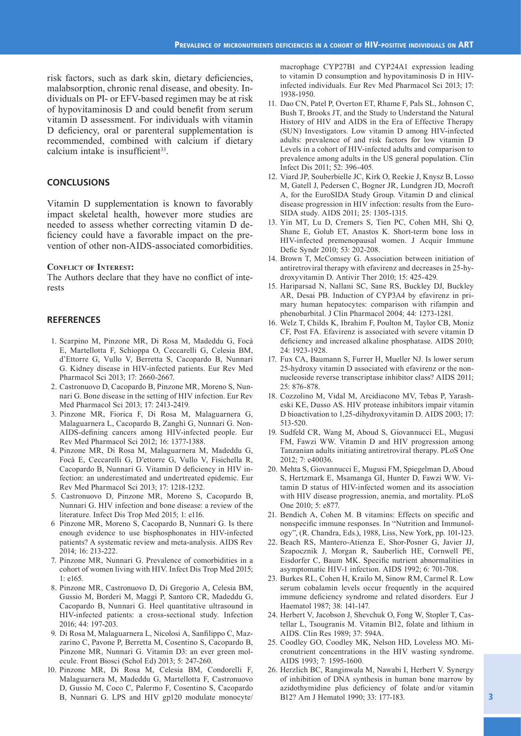risk factors, such as dark skin, dietary deficiencies, malabsorption, chronic renal disease, and obesity. Individuals on PI- or EFV-based regimen may be at risk of hypovitaminosis D and could benefit from serum vitamin D assessment. For individuals with vitamin D deficiency, oral or parenteral supplementation is recommended, combined with calcium if dietary calcium intake is insufficient[33].

## CONCLUSIONS

Vitamin D supplementation is known to favorably impact skeletal health, however more studies are needed to assess whether correcting vitamin D deficiency could have a favorable impact on the prevention of other non-AIDS-associated comorbidities.

**Conflict of Interest:**

The Authors declare that they have no conflict of interests

## REFERENCES

1. Scarpino M, Pinzone MR, Di Rosa M, Madeddu G, Focà E, Martellotta F, Schioppa O, Ceccarelli G, Celesia BM, d'Ettorre G, Vullo V, Berretta S, Cacopardo B, Nunnari G. Kidney disease in HIV-infected patients. Eur Rev Med Pharmacol Sci 2013; 17: 2660-2667.
2. Castronuovo D, Cacopardo B, Pinzone MR, Moreno S, Nunnari G. Bone disease in the setting of HIV infection. Eur Rev Med Pharmacol Sci 2013; 17: 2413-2419.
3. Pinzone MR, Fiorica F, Di Rosa M, Malaguarnera G, Malaguarnera L, Cacopardo B, Zanghì G, Nunnari G. Non-AIDS-defining cancers among HIV-infected people. Eur Rev Med Pharmacol Sci 2012; 16: 1377-1388.
4. Pinzone MR, Di Rosa M, Malaguarnera M, Madeddu G, Focà E, Ceccarelli G, D'ettorre G, Vullo V, Fisichella R, Cacopardo B, Nunnari G. Vitamin D deficiency in HIV infection: an underestimated and undertreated epidemic. Eur Rev Med Pharmacol Sci 2013; 17: 1218-1232.
5. Castronuovo D, Pinzone MR, Moreno S, Cacopardo B, Nunnari G. HIV infection and bone disease: a review of the literature. Infect Dis Trop Med 2015; 1: e116.
6. Pinzone MR, Moreno S, Cacopardo B, Nunnari G. Is there enough evidence to use bisphosphonates in HIV-infected patients? A systematic review and meta-analysis. AIDS Rev 2014; 16: 213-222.
7. Pinzone MR, Nunnari G. Prevalence of comorbidities in a cohort of women living with HIV. Infect Dis Trop Med 2015; 1: e165.
8. Pinzone MR, Castronuovo D, Di Gregorio A, Celesia BM, Gussio M, Borderi M, Maggi P, Santoro CR, Madeddu G, Cacopardo B, Nunnari G. Heel quantitative ultrasound in HIV-infected patients: a cross-sectional study. Infection 2016; 44: 197-203.
9. Di Rosa M, Malaguarnera L, Nicolosi A, Sanfilippo C, Mazzarino C, Pavone P, Berretta M, Cosentino S, Cacopardo B, Pinzone MR, Nunnari G. Vitamin D3: an ever green molecule. Front Biosci (Schol Ed) 2013; 5: 247-260.
10. Pinzone MR, Di Rosa M, Celesia BM, Condorelli F, Malaguarnera M, Madeddu G, Martellotta F, Castronuovo D, Gussio M, Coco C, Palermo F, Cosentino S, Cacopardo B, Nunnari G. LPS and HIV gp120 modulate monocyte/macrophage CYP27B1 and CYP24A1 expression leading to vitamin D consumption and hypovitaminosis D in HIV-infected individuals. Eur Rev Med Pharmacol Sci 2013; 17: 1938-1950.
11. Dao CN, Patel P, Overton ET, Rhame F, Pals SL, Johnson C, Bush T, Brooks JT, and the Study to Understand the Natural History of HIV and AIDS in the Era of Effective Therapy (SUN) Investigators. Low vitamin D among HIV-infected adults: prevalence of and risk factors for low vitamin D Levels in a cohort of HIV-infected adults and comparison to prevalence among adults in the US general population. Clin Infect Dis 2011; 52: 396-405.
12. Viard JP, Souberbielle JC, Kirk O, Reekie J, Knysz B, Losso M, Gatell J, Pedersen C, Bogner JR, Lundgren JD, Mocroft A, for the EuroSIDA Study Group. Vitamin D and clinical disease progression in HIV infection: results from the EuroSIDA study. AIDS 2011; 25: 1305-1315.
13. Yin MT, Lu D, Cremers S, Tien PC, Cohen MH, Shi Q, Shane E, Golub ET, Anastos K. Short-term bone loss in HIV-infected premenopausal women. J Acquir Immune Defic Syndr 2010; 53: 202-208.
14. Brown T, McComsey G. Association between initiation of antiretroviral therapy with efavirenz and decreases in 25-hydroxyvitamin D. Antivir Ther 2010; 15: 425-429.
15. Hariparsad N, Nallani SC, Sane RS, Buckley DJ, Buckley AR, Desai PB. Induction of CYP3A4 by efavirenz in primary human hepatocytes: comparison with rifampin and phenobarbital. J Clin Pharmacol 2004; 44: 1273-1281.
16. Welz T, Childs K, Ibrahim F, Poulton M, Taylor CB, Moniz CF, Post FA. Efavirenz is associated with severe vitamin D deficiency and increased alkaline phosphatase. AIDS 2010; 24: 1923-1928.
17. Fux CA, Baumann S, Furrer H, Mueller NJ. Is lower serum 25-hydroxy vitamin D associated with efavirenz or the non-nucleoside reverse transcriptase inhibitor class? AIDS 2011; 25: 876-878.
18. Cozzolino M, Vidal M, Arcidiacono MV, Tebas P, Yarasheski KE, Dusso AS. HIV protease inhibitors impair vitamin D bioactivation to 1,25-dihydroxyvitamin D. AIDS 2003; 17: 513-520.
19. Sudfeld CR, Wang M, Aboud S, Giovannucci EL, Mugusi FM, Fawzi WW. Vitamin D and HIV progression among Tanzanian adults initiating antiretroviral therapy. PLoS One 2012; 7: e40036.
20. Mehta S, Giovannucci E, Mugusi FM, Spiegelman D, Aboud S, Hertzmark E, Msamanga GI, Hunter D, Fawzi WW. Vitamin D status of HIV-infected women and its association with HIV disease progression, anemia, and mortality. PLoS One 2010; 5: e877.
21. Bendich A, Cohen M. B vitamins: Effects on specific and nonspecific immune responses. In "Nutrition and Immunology", (R. Chandra, Eds.), 1988, Liss, New York, pp. 101-123.
22. Beach RS, Mantero-Atienza E, Shor-Posner G, Javier JJ, Szapocznik J, Morgan R, Sauberlich HE, Cornwell PE, Eisdorfer C, Baum MK. Specific nutrient abnormalities in asymptomatic HIV-1 infection. AIDS 1992; 6: 701-708.
23. Burkes RL, Cohen H, Krailo M, Sinow RM, Carmel R. Low serum cobalamin levels occur frequently in the acquired immune deficiency syndrome and related disorders. Eur J Haematol 1987; 38: 141-147.
24. Herbert V, Jacobson J, Shevchuk O, Fong W, Stopler T, Castellar L, Tsougranis M. Vitamin B12, folate and lithium in AIDS. Clin Res 1989; 37: 594A.
25. Coodley GO, Coodley MK, Nelson HD, Loveless MO. Micronutrient concentrations in the HIV wasting syndrome. AIDS 1993; 7: 1595-1600.
26. Herzlich BC, Ranginwala M, Nawabi I, Herbert V. Synergy of inhibition of DNA synthesis in human bone marrow by azidothymidine plus deficiency of folate and/or vitamin B12? Am J Hematol 1990; 33: 177-183.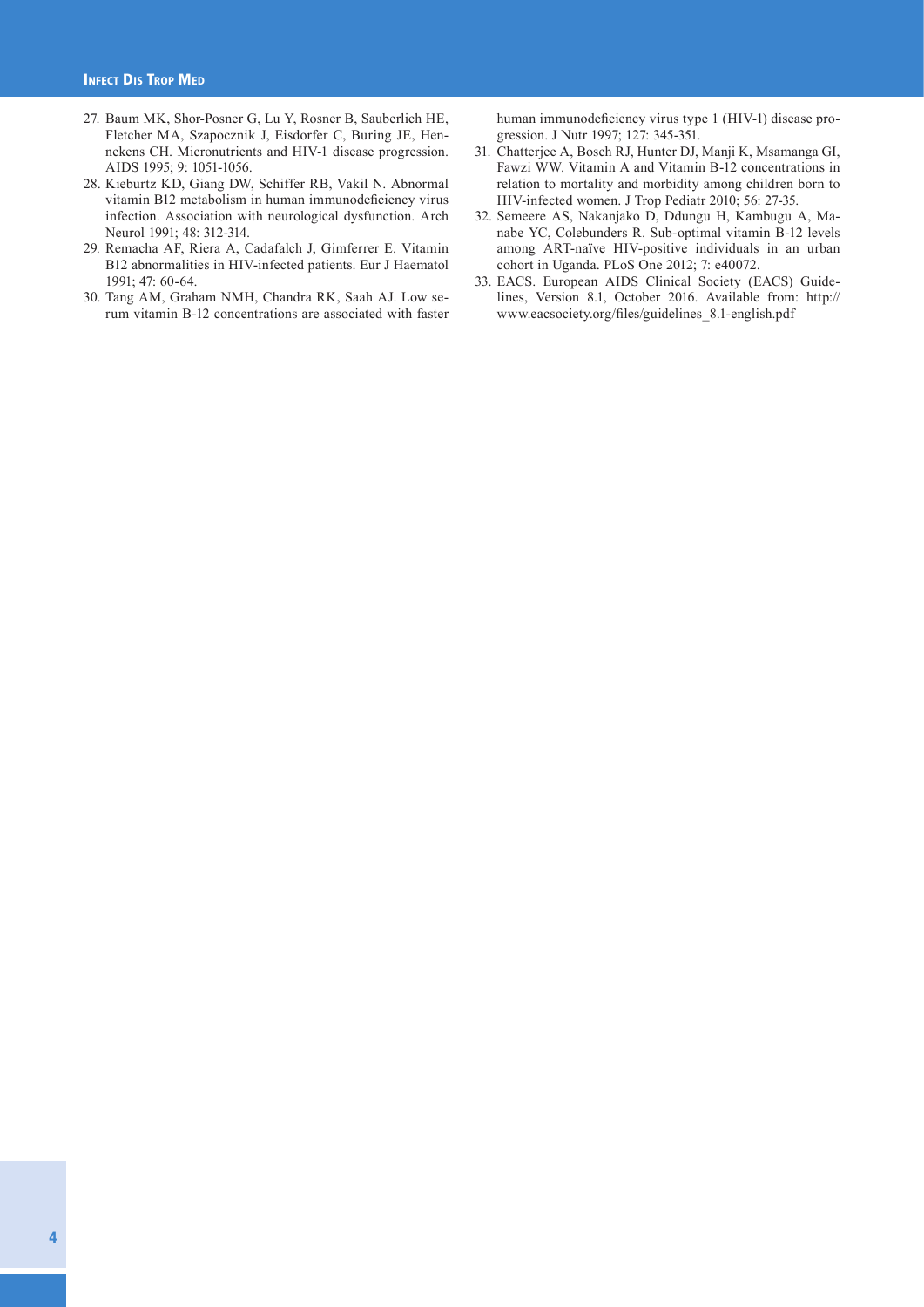27. Baum MK, Shor-Posner G, Lu Y, Rosner B, Sauberlich HE, Fletcher MA, Szapocznik J, Eisdorfer C, Buring JE, Hennekens CH. Micronutrients and HIV-1 disease progression. AIDS 1995; 9: 1051-1056.
28. Kieburtz KD, Giang DW, Schiffer RB, Vakil N. Abnormal vitamin B12 metabolism in human immunodeficiency virus infection. Association with neurological dysfunction. Arch Neurol 1991; 48: 312-314.
29. Remacha AF, Riera A, Cadafalch J, Gimferrer E. Vitamin B12 abnormalities in HIV-infected patients. Eur J Haematol 1991; 47: 60-64.
30. Tang AM, Graham NMH, Chandra RK, Saah AJ. Low serum vitamin B-12 concentrations are associated with faster human immunodeficiency virus type 1 (HIV-1) disease progression. J Nutr 1997; 127: 345-351.
31. Chatterjee A, Bosch RJ, Hunter DJ, Manji K, Msamanga GI, Fawzi WW. Vitamin A and Vitamin B-12 concentrations in relation to mortality and morbidity among children born to HIV-infected women. J Trop Pediatr 2010; 56: 27-35.
32. Semeere AS, Nakanjako D, Ddungu H, Kambugu A, Manabe YC, Colebunders R. Sub-optimal vitamin B-12 levels among ART-naïve HIV-positive individuals in an urban cohort in Uganda. PLoS One 2012; 7: e40072.
33. EACS. European AIDS Clinical Society (EACS) Guidelines, Version 8.1, October 2016. Available from: http://www.eacsociety.org/files/guidelines_8.1-english.pdf